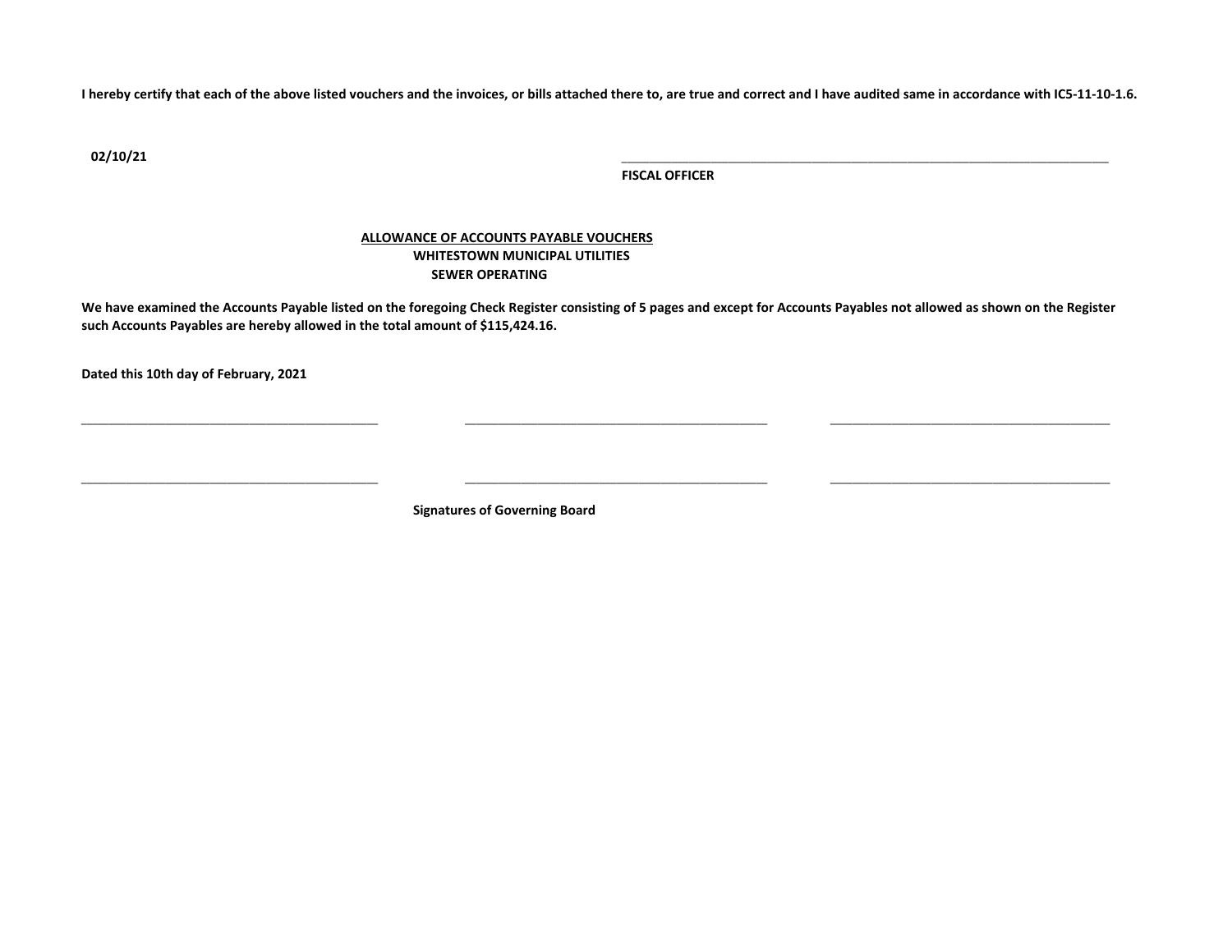**I hereby certify that each of the above listed vouchers and the invoices, or bills attached there to, are true and correct and I have audited same in accordance with IC5-11-10-1.6.**

**02/10/21**

\_\_\_\_\_\_\_\_\_\_\_\_\_\_\_\_\_\_\_\_\_\_\_\_\_\_\_\_\_\_\_\_\_\_\_\_\_\_\_\_\_\_\_\_\_\_\_\_\_\_\_\_\_\_\_\_\_\_\_\_\_\_\_\_\_\_\_\_\_\_\_\_

**FISCAL OFFICER**

**ALLOWANCE OF ACCOUNTS PAYABLE VOUCHERS**

**WHITESTOWN MUNICIPAL UTILITIES**

**SEWER OPERATING**

**We have examined the Accounts Payable listed on the foregoing Check Register consisting of 5 pages and except for Accounts Payables not allowed as shown on the Register such Accounts Payables are hereby allowed in the total amount of $115,424.16.**

**Dated this 10th day of February, 2021**

\_\_\_\_\_\_\_\_\_\_\_\_\_\_\_\_\_\_\_\_\_\_\_\_\_\_\_\_\_\_\_\_\_\_\_\_\_\_\_\_\_\_ \_\_\_\_\_\_\_\_\_\_\_\_\_\_\_\_\_\_\_\_\_\_\_\_\_\_\_\_\_\_\_\_\_\_\_\_\_\_\_\_\_\_ \_\_\_\_\_\_\_\_\_\_\_\_\_\_\_\_\_\_\_\_\_\_\_\_\_\_\_\_\_\_\_\_\_\_\_\_\_\_\_\_\_\_

\_\_\_\_\_\_\_\_\_\_\_\_\_\_\_\_\_\_\_\_\_\_\_\_\_\_\_\_\_\_\_\_\_\_\_\_\_\_\_\_\_\_ \_\_\_\_\_\_\_\_\_\_\_\_\_\_\_\_\_\_\_\_\_\_\_\_\_\_\_\_\_\_\_\_\_\_\_\_\_\_\_\_\_\_ \_\_\_\_\_\_\_\_\_\_\_\_\_\_\_\_\_\_\_\_\_\_\_\_\_\_\_\_\_\_\_\_\_\_\_\_\_\_\_\_\_\_

**Signatures of Governing Board**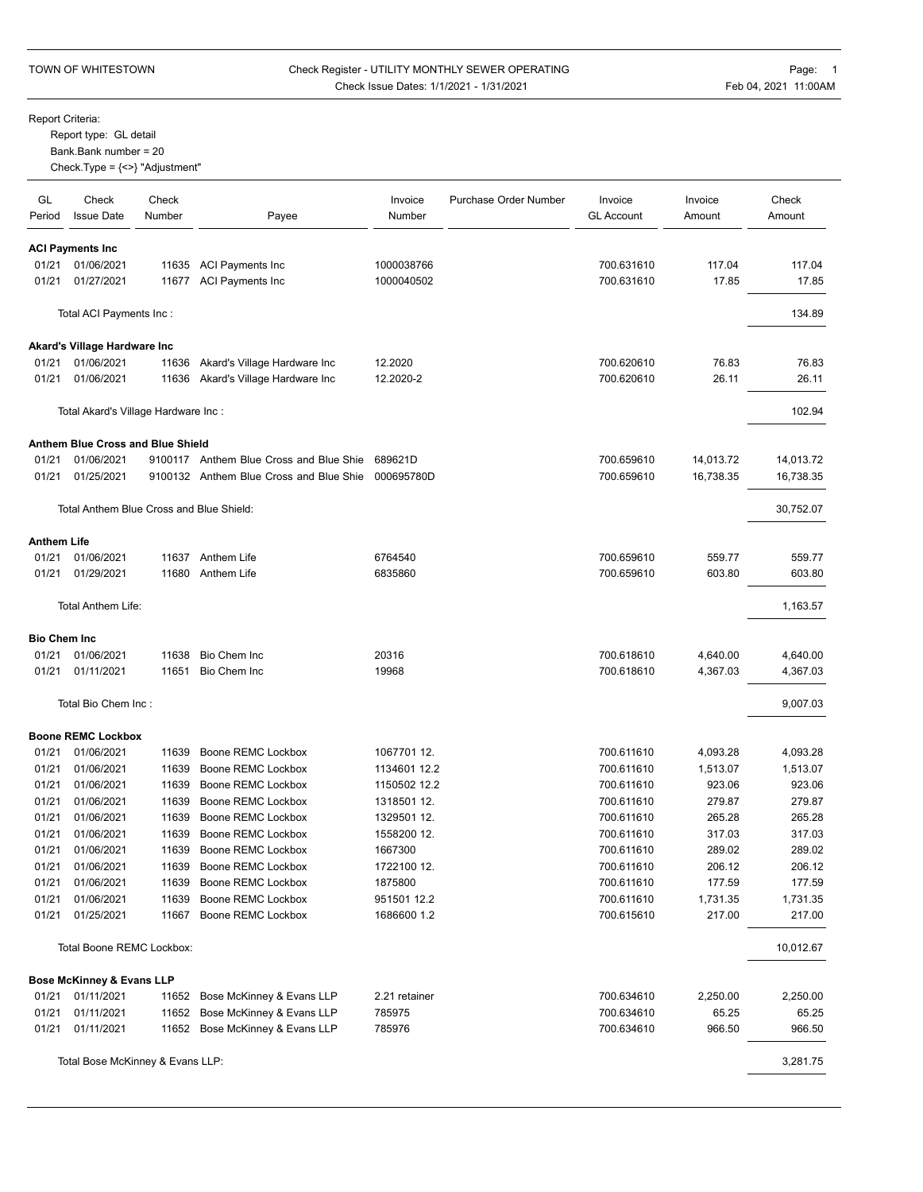TOWN OF WHITESTOWN

Check Register - UTILITY MONTHLY SEWER OPERATING
Check Issue Dates: 1/1/2021 - 1/31/2021

Report Criteria:
Report type: GL detail
Bank.Bank number = 20
Check.Type = {<>} "Adjustment"

| GL Period | Check Issue Date | Check Number | Payee | Invoice Number | Purchase Order Number | Invoice GL Account | Invoice Amount | Check Amount |
|---|---|---|---|---|---|---|---|---|
| **ACI Payments Inc** | | | | | | | | |
| 01/21 | 01/06/2021 | 11635 | ACI Payments Inc | 1000038766 | | 700.631610 | 117.04 | 117.04 |
| 01/21 | 01/27/2021 | 11677 | ACI Payments Inc | 1000040502 | | 700.631610 | 17.85 | 17.85 |
| | Total ACI Payments Inc : | | | | | | | 134.89 |
| **Akard's Village Hardware Inc** | | | | | | | | |
| 01/21 | 01/06/2021 | 11636 | Akard's Village Hardware Inc | 12.2020 | | 700.620610 | 76.83 | 76.83 |
| 01/21 | 01/06/2021 | 11636 | Akard's Village Hardware Inc | 12.2020-2 | | 700.620610 | 26.11 | 26.11 |
| | Total Akard's Village Hardware Inc : | | | | | | | 102.94 |
| **Anthem Blue Cross and Blue Shield** | | | | | | | | |
| 01/21 | 01/06/2021 | 9100117 | Anthem Blue Cross and Blue Shie | 689621D | | 700.659610 | 14,013.72 | 14,013.72 |
| 01/21 | 01/25/2021 | 9100132 | Anthem Blue Cross and Blue Shie | 000695780D | | 700.659610 | 16,738.35 | 16,738.35 |
| | Total Anthem Blue Cross and Blue Shield: | | | | | | | 30,752.07 |
| **Anthem Life** | | | | | | | | |
| 01/21 | 01/06/2021 | 11637 | Anthem Life | 6764540 | | 700.659610 | 559.77 | 559.77 |
| 01/21 | 01/29/2021 | 11680 | Anthem Life | 6835860 | | 700.659610 | 603.80 | 603.80 |
| | Total Anthem Life: | | | | | | | 1,163.57 |
| **Bio Chem Inc** | | | | | | | | |
| 01/21 | 01/06/2021 | 11638 | Bio Chem Inc | 20316 | | 700.618610 | 4,640.00 | 4,640.00 |
| 01/21 | 01/11/2021 | 11651 | Bio Chem Inc | 19968 | | 700.618610 | 4,367.03 | 4,367.03 |
| | Total Bio Chem Inc : | | | | | | | 9,007.03 |
| **Boone REMC Lockbox** | | | | | | | | |
| 01/21 | 01/06/2021 | 11639 | Boone REMC Lockbox | 1067701 12. | | 700.611610 | 4,093.28 | 4,093.28 |
| 01/21 | 01/06/2021 | 11639 | Boone REMC Lockbox | 1134601 12.2 | | 700.611610 | 1,513.07 | 1,513.07 |
| 01/21 | 01/06/2021 | 11639 | Boone REMC Lockbox | 1150502 12.2 | | 700.611610 | 923.06 | 923.06 |
| 01/21 | 01/06/2021 | 11639 | Boone REMC Lockbox | 1318501 12. | | 700.611610 | 279.87 | 279.87 |
| 01/21 | 01/06/2021 | 11639 | Boone REMC Lockbox | 1329501 12. | | 700.611610 | 265.28 | 265.28 |
| 01/21 | 01/06/2021 | 11639 | Boone REMC Lockbox | 1558200 12. | | 700.611610 | 317.03 | 317.03 |
| 01/21 | 01/06/2021 | 11639 | Boone REMC Lockbox | 1667300 | | 700.611610 | 289.02 | 289.02 |
| 01/21 | 01/06/2021 | 11639 | Boone REMC Lockbox | 1722100 12. | | 700.611610 | 206.12 | 206.12 |
| 01/21 | 01/06/2021 | 11639 | Boone REMC Lockbox | 1875800 | | 700.611610 | 177.59 | 177.59 |
| 01/21 | 01/06/2021 | 11639 | Boone REMC Lockbox | 951501 12.2 | | 700.611610 | 1,731.35 | 1,731.35 |
| 01/21 | 01/25/2021 | 11667 | Boone REMC Lockbox | 1686600 1.2 | | 700.615610 | 217.00 | 217.00 |
| | Total Boone REMC Lockbox: | | | | | | | 10,012.67 |
| **Bose McKinney & Evans LLP** | | | | | | | | |
| 01/21 | 01/11/2021 | 11652 | Bose McKinney & Evans LLP | 2.21 retainer | | 700.634610 | 2,250.00 | 2,250.00 |
| 01/21 | 01/11/2021 | 11652 | Bose McKinney & Evans LLP | 785975 | | 700.634610 | 65.25 | 65.25 |
| 01/21 | 01/11/2021 | 11652 | Bose McKinney & Evans LLP | 785976 | | 700.634610 | 966.50 | 966.50 |
| | Total Bose McKinney & Evans LLP: | | | | | | | 3,281.75 |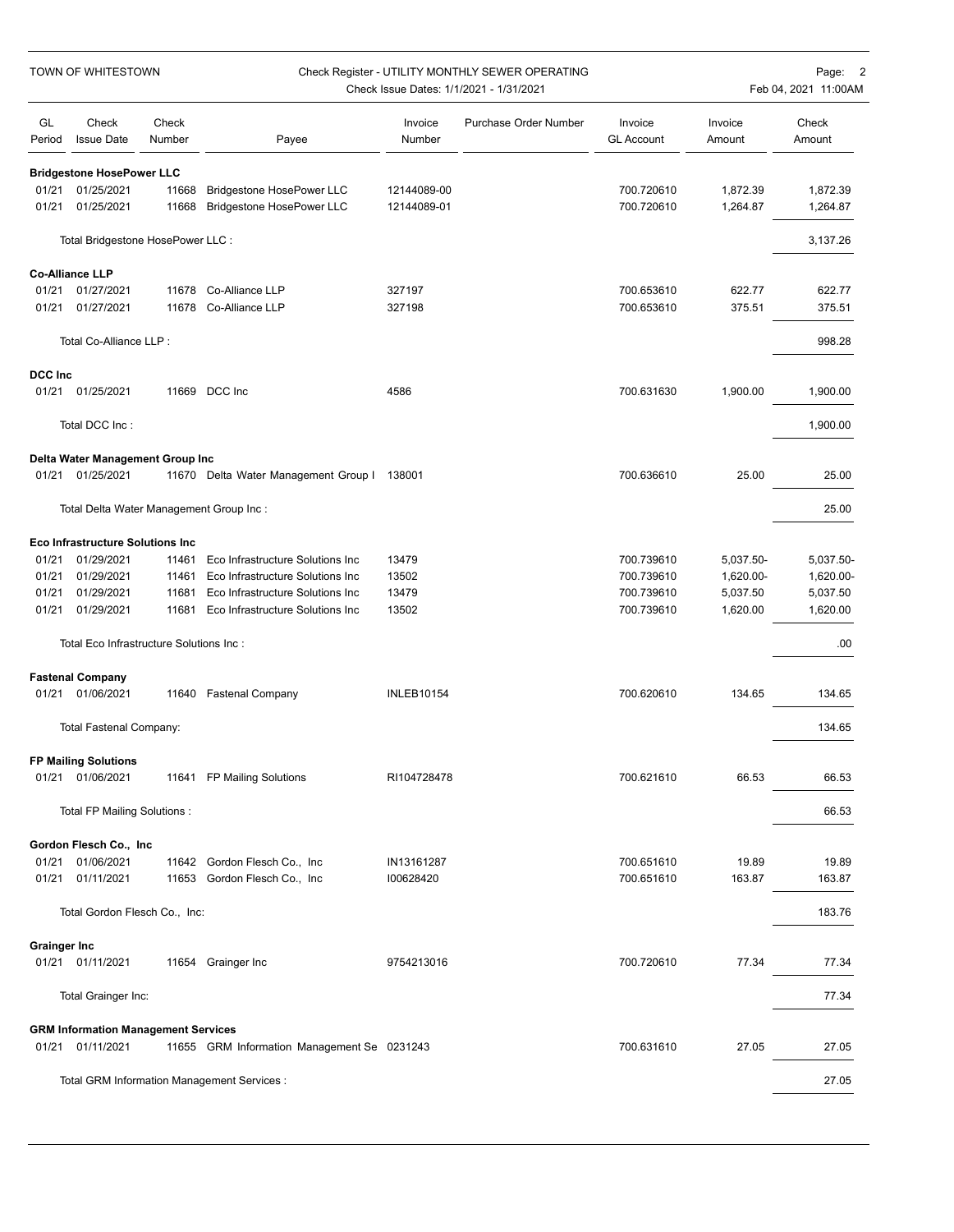| GL Period | Check Issue Date | Check Number | Payee | Invoice Number | Purchase Order Number | Invoice GL Account | Invoice Amount | Check Amount |
|---|---|---|---|---|---|---|---|---|
| **Bridgestone HosePower LLC** | | | | | | | | |
| 01/21 | 01/25/2021 | 11668 | Bridgestone HosePower LLC | 12144089-00 | | 700.720610 | 1,872.39 | 1,872.39 |
| 01/21 | 01/25/2021 | 11668 | Bridgestone HosePower LLC | 12144089-01 | | 700.720610 | 1,264.87 | 1,264.87 |
| | Total Bridgestone HosePower LLC : | | | | | | | 3,137.26 |
| **Co-Alliance LLP** | | | | | | | | |
| 01/21 | 01/27/2021 | 11678 | Co-Alliance LLP | 327197 | | 700.653610 | 622.77 | 622.77 |
| 01/21 | 01/27/2021 | 11678 | Co-Alliance LLP | 327198 | | 700.653610 | 375.51 | 375.51 |
| | Total Co-Alliance LLP : | | | | | | | 998.28 |
| **DCC Inc** | | | | | | | | |
| 01/21 | 01/25/2021 | 11669 | DCC Inc | 4586 | | 700.631630 | 1,900.00 | 1,900.00 |
| | Total DCC Inc : | | | | | | | 1,900.00 |
| **Delta Water Management Group Inc** | | | | | | | | |
| 01/21 | 01/25/2021 | 11670 | Delta Water Management Group I | 138001 | | 700.636610 | 25.00 | 25.00 |
| | Total Delta Water Management Group Inc : | | | | | | | 25.00 |
| **Eco Infrastructure Solutions Inc** | | | | | | | | |
| 01/21 | 01/29/2021 | 11461 | Eco Infrastructure Solutions Inc | 13479 | | 700.739610 | 5,037.50- | 5,037.50- |
| 01/21 | 01/29/2021 | 11461 | Eco Infrastructure Solutions Inc | 13502 | | 700.739610 | 1,620.00- | 1,620.00- |
| 01/21 | 01/29/2021 | 11681 | Eco Infrastructure Solutions Inc | 13479 | | 700.739610 | 5,037.50 | 5,037.50 |
| 01/21 | 01/29/2021 | 11681 | Eco Infrastructure Solutions Inc | 13502 | | 700.739610 | 1,620.00 | 1,620.00 |
| | Total Eco Infrastructure Solutions Inc : | | | | | | | .00 |
| **Fastenal Company** | | | | | | | | |
| 01/21 | 01/06/2021 | 11640 | Fastenal Company | INLEB10154 | | 700.620610 | 134.65 | 134.65 |
| | Total Fastenal Company: | | | | | | | 134.65 |
| **FP Mailing Solutions** | | | | | | | | |
| 01/21 | 01/06/2021 | 11641 | FP Mailing Solutions | RI104728478 | | 700.621610 | 66.53 | 66.53 |
| | Total FP Mailing Solutions : | | | | | | | 66.53 |
| **Gordon Flesch Co., Inc** | | | | | | | | |
| 01/21 | 01/06/2021 | 11642 | Gordon Flesch Co., Inc | IN13161287 | | 700.651610 | 19.89 | 19.89 |
| 01/21 | 01/11/2021 | 11653 | Gordon Flesch Co., Inc | I00628420 | | 700.651610 | 163.87 | 163.87 |
| | Total Gordon Flesch Co., Inc: | | | | | | | 183.76 |
| **Grainger Inc** | | | | | | | | |
| 01/21 | 01/11/2021 | 11654 | Grainger Inc | 9754213016 | | 700.720610 | 77.34 | 77.34 |
| | Total Grainger Inc: | | | | | | | 77.34 |
| **GRM Information Management Services** | | | | | | | | |
| 01/21 | 01/11/2021 | 11655 | GRM Information Management Se | 0231243 | | 700.631610 | 27.05 | 27.05 |
| | Total GRM Information Management Services : | | | | | | | 27.05 |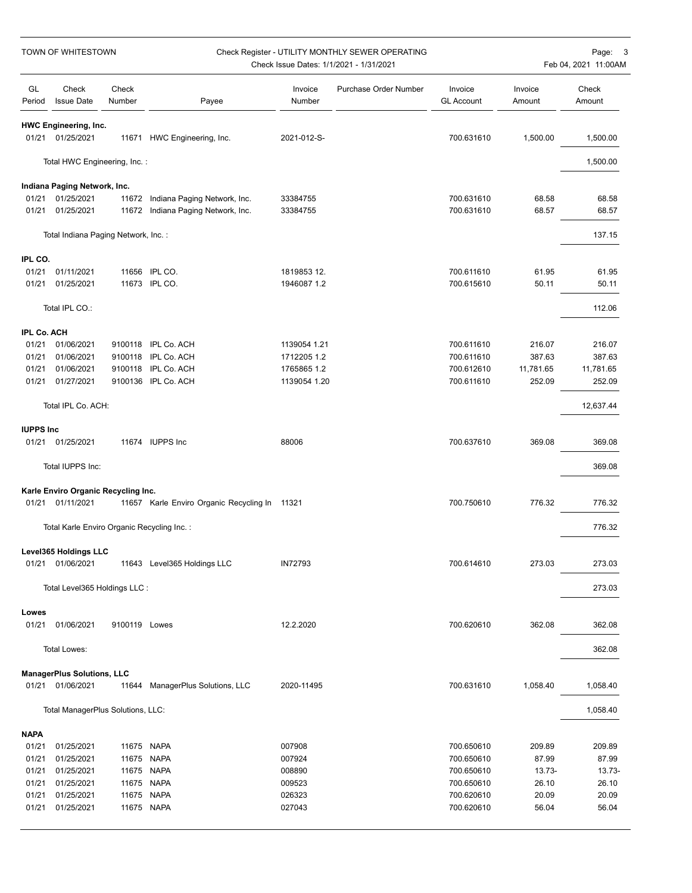| GL Period | Check Issue Date | Check Number | Payee | Invoice Number | Purchase Order Number | Invoice GL Account | Invoice Amount | Check Amount |
|---|---|---|---|---|---|---|---|---|
| **HWC Engineering, Inc.** | | | | | | | | |
| 01/21 | 01/25/2021 | 11671 | HWC Engineering, Inc. | 2021-012-S- | | 700.631610 | 1,500.00 | 1,500.00 |
| | Total HWC Engineering, Inc. : | | | | | | | 1,500.00 |
| **Indiana Paging Network, Inc.** | | | | | | | | |
| 01/21 | 01/25/2021 | 11672 | Indiana Paging Network, Inc. | 33384755 | | 700.631610 | 68.58 | 68.58 |
| 01/21 | 01/25/2021 | 11672 | Indiana Paging Network, Inc. | 33384755 | | 700.631610 | 68.57 | 68.57 |
| | Total Indiana Paging Network, Inc. : | | | | | | | 137.15 |
| **IPL CO.** | | | | | | | | |
| 01/21 | 01/11/2021 | 11656 | IPL CO. | 1819853 12. | | 700.611610 | 61.95 | 61.95 |
| 01/21 | 01/25/2021 | 11673 | IPL CO. | 1946087 1.2 | | 700.615610 | 50.11 | 50.11 |
| | Total IPL CO.: | | | | | | | 112.06 |
| **IPL Co. ACH** | | | | | | | | |
| 01/21 | 01/06/2021 | 9100118 | IPL Co. ACH | 1139054 1.21 | | 700.611610 | 216.07 | 216.07 |
| 01/21 | 01/06/2021 | 9100118 | IPL Co. ACH | 1712205 1.2 | | 700.611610 | 387.63 | 387.63 |
| 01/21 | 01/06/2021 | 9100118 | IPL Co. ACH | 1765865 1.2 | | 700.612610 | 11,781.65 | 11,781.65 |
| 01/21 | 01/27/2021 | 9100136 | IPL Co. ACH | 1139054 1.20 | | 700.611610 | 252.09 | 252.09 |
| | Total IPL Co. ACH: | | | | | | | 12,637.44 |
| **IUPPS Inc** | | | | | | | | |
| 01/21 | 01/25/2021 | 11674 | IUPPS Inc | 88006 | | 700.637610 | 369.08 | 369.08 |
| | Total IUPPS Inc: | | | | | | | 369.08 |
| **Karle Enviro Organic Recycling Inc.** | | | | | | | | |
| 01/21 | 01/11/2021 | 11657 | Karle Enviro Organic Recycling In | 11321 | | 700.750610 | 776.32 | 776.32 |
| | Total Karle Enviro Organic Recycling Inc. : | | | | | | | 776.32 |
| **Level365 Holdings LLC** | | | | | | | | |
| 01/21 | 01/06/2021 | 11643 | Level365 Holdings LLC | IN72793 | | 700.614610 | 273.03 | 273.03 |
| | Total Level365 Holdings LLC : | | | | | | | 273.03 |
| **Lowes** | | | | | | | | |
| 01/21 | 01/06/2021 | 9100119 | Lowes | 12.2.2020 | | 700.620610 | 362.08 | 362.08 |
| | Total Lowes: | | | | | | | 362.08 |
| **ManagerPlus Solutions, LLC** | | | | | | | | |
| 01/21 | 01/06/2021 | 11644 | ManagerPlus Solutions, LLC | 2020-11495 | | 700.631610 | 1,058.40 | 1,058.40 |
| | Total ManagerPlus Solutions, LLC: | | | | | | | 1,058.40 |
| **NAPA** | | | | | | | | |
| 01/21 | 01/25/2021 | 11675 | NAPA | 007908 | | 700.650610 | 209.89 | 209.89 |
| 01/21 | 01/25/2021 | 11675 | NAPA | 007924 | | 700.650610 | 87.99 | 87.99 |
| 01/21 | 01/25/2021 | 11675 | NAPA | 008890 | | 700.650610 | 13.73- | 13.73- |
| 01/21 | 01/25/2021 | 11675 | NAPA | 009523 | | 700.650610 | 26.10 | 26.10 |
| 01/21 | 01/25/2021 | 11675 | NAPA | 026323 | | 700.620610 | 20.09 | 20.09 |
| 01/21 | 01/25/2021 | 11675 | NAPA | 027043 | | 700.620610 | 56.04 | 56.04 |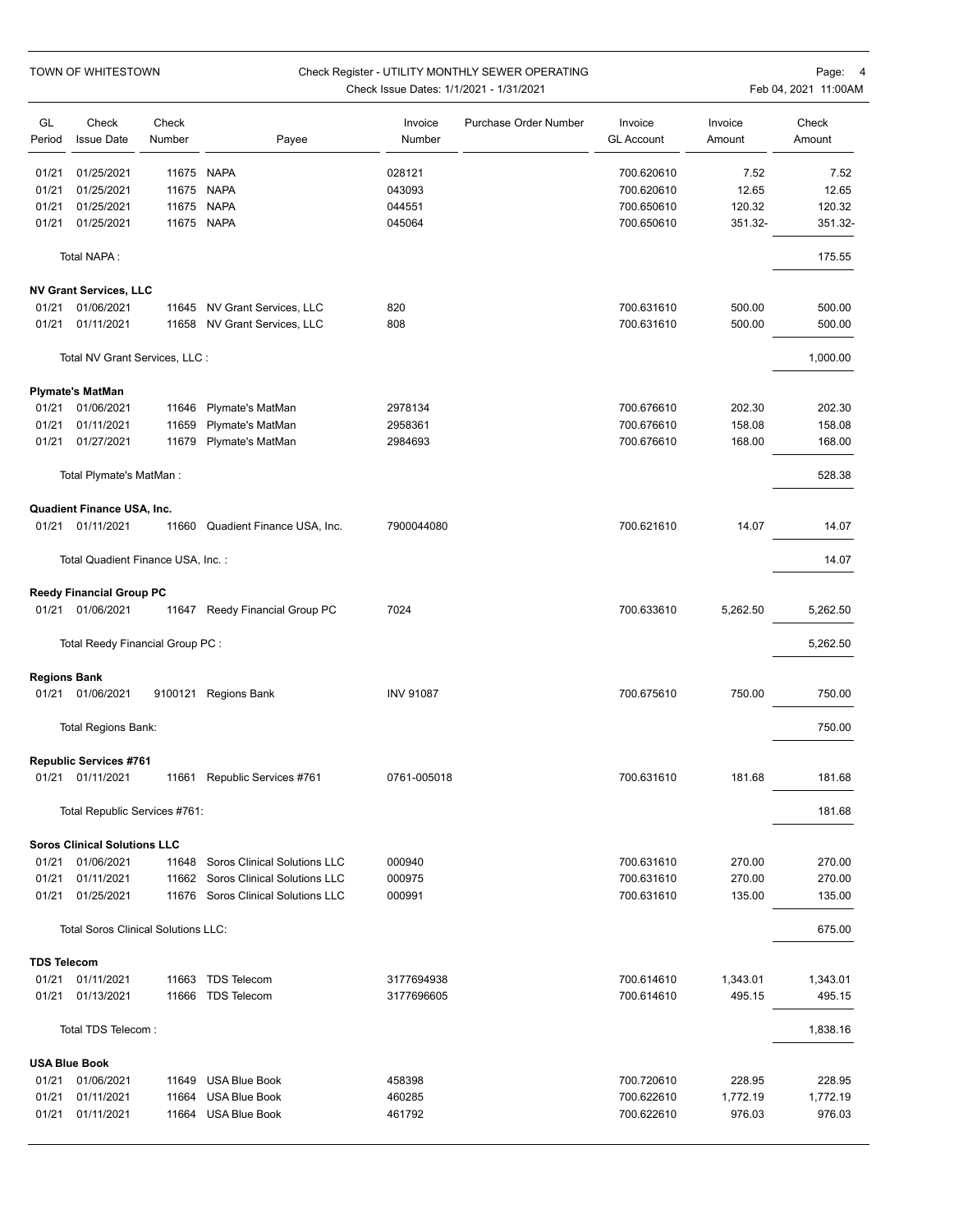| GL Period | Check Issue Date | Check Number | Payee | Invoice Number | Purchase Order Number | Invoice GL Account | Invoice Amount | Check Amount |
|---|---|---|---|---|---|---|---|---|
| 01/21 | 01/25/2021 | 11675 | NAPA | 028121 | | 700.620610 | 7.52 | 7.52 |
| 01/21 | 01/25/2021 | 11675 | NAPA | 043093 | | 700.620610 | 12.65 | 12.65 |
| 01/21 | 01/25/2021 | 11675 | NAPA | 044551 | | 700.650610 | 120.32 | 120.32 |
| 01/21 | 01/25/2021 | 11675 | NAPA | 045064 | | 700.650610 | 351.32- | 351.32- |
| | Total NAPA : | | | | | | | 175.55 |
| **NV Grant Services, LLC** | | | | | | | | |
| 01/21 | 01/06/2021 | 11645 | NV Grant Services, LLC | 820 | | 700.631610 | 500.00 | 500.00 |
| 01/21 | 01/11/2021 | 11658 | NV Grant Services, LLC | 808 | | 700.631610 | 500.00 | 500.00 |
| | Total NV Grant Services, LLC : | | | | | | | 1,000.00 |
| **Plymate's MatMan** | | | | | | | | |
| 01/21 | 01/06/2021 | 11646 | Plymate's MatMan | 2978134 | | 700.676610 | 202.30 | 202.30 |
| 01/21 | 01/11/2021 | 11659 | Plymate's MatMan | 2958361 | | 700.676610 | 158.08 | 158.08 |
| 01/21 | 01/27/2021 | 11679 | Plymate's MatMan | 2984693 | | 700.676610 | 168.00 | 168.00 |
| | Total Plymate's MatMan : | | | | | | | 528.38 |
| **Quadient Finance USA, Inc.** | | | | | | | | |
| 01/21 | 01/11/2021 | 11660 | Quadient Finance USA, Inc. | 7900044080 | | 700.621610 | 14.07 | 14.07 |
| | Total Quadient Finance USA, Inc. : | | | | | | | 14.07 |
| **Reedy Financial Group PC** | | | | | | | | |
| 01/21 | 01/06/2021 | 11647 | Reedy Financial Group PC | 7024 | | 700.633610 | 5,262.50 | 5,262.50 |
| | Total Reedy Financial Group PC : | | | | | | | 5,262.50 |
| **Regions Bank** | | | | | | | | |
| 01/21 | 01/06/2021 | 9100121 | Regions Bank | INV 91087 | | 700.675610 | 750.00 | 750.00 |
| | Total Regions Bank: | | | | | | | 750.00 |
| **Republic Services #761** | | | | | | | | |
| 01/21 | 01/11/2021 | 11661 | Republic Services #761 | 0761-005018 | | 700.631610 | 181.68 | 181.68 |
| | Total Republic Services #761: | | | | | | | 181.68 |
| **Soros Clinical Solutions LLC** | | | | | | | | |
| 01/21 | 01/06/2021 | 11648 | Soros Clinical Solutions LLC | 000940 | | 700.631610 | 270.00 | 270.00 |
| 01/21 | 01/11/2021 | 11662 | Soros Clinical Solutions LLC | 000975 | | 700.631610 | 270.00 | 270.00 |
| 01/21 | 01/25/2021 | 11676 | Soros Clinical Solutions LLC | 000991 | | 700.631610 | 135.00 | 135.00 |
| | Total Soros Clinical Solutions LLC: | | | | | | | 675.00 |
| **TDS Telecom** | | | | | | | | |
| 01/21 | 01/11/2021 | 11663 | TDS Telecom | 3177694938 | | 700.614610 | 1,343.01 | 1,343.01 |
| 01/21 | 01/13/2021 | 11666 | TDS Telecom | 3177696605 | | 700.614610 | 495.15 | 495.15 |
| | Total TDS Telecom : | | | | | | | 1,838.16 |
| **USA Blue Book** | | | | | | | | |
| 01/21 | 01/06/2021 | 11649 | USA Blue Book | 458398 | | 700.720610 | 228.95 | 228.95 |
| 01/21 | 01/11/2021 | 11664 | USA Blue Book | 460285 | | 700.622610 | 1,772.19 | 1,772.19 |
| 01/21 | 01/11/2021 | 11664 | USA Blue Book | 461792 | | 700.622610 | 976.03 | 976.03 |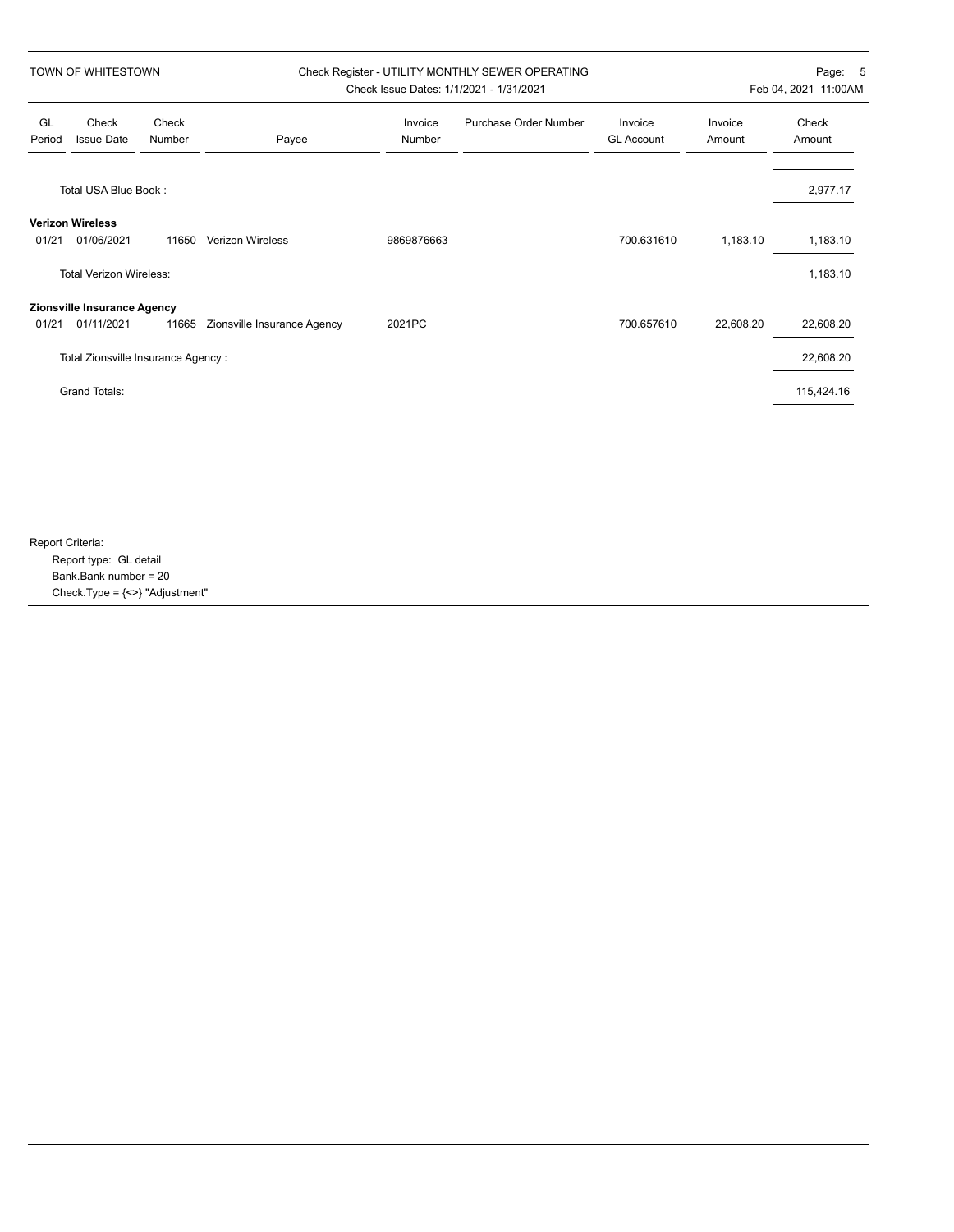TOWN OF WHITESTOWN

Check Register - UTILITY MONTHLY SEWER OPERATING
Check Issue Dates: 1/1/2021 - 1/31/2021

Feb 04, 2021 11:00AM

| GL Period | Check Issue Date | Check Number | Payee | Invoice Number | Purchase Order Number | Invoice GL Account | Invoice Amount | Check Amount |
|---|---|---|---|---|---|---|---|---|
| | Total USA Blue Book : | | | | | | | 2,977.17 |
| **Verizon Wireless** | | | | | | | | |
| 01/21 | 01/06/2021 | 11650 | Verizon Wireless | 9869876663 | | 700.631610 | 1,183.10 | 1,183.10 |
| | Total Verizon Wireless: | | | | | | | 1,183.10 |
| **Zionsville Insurance Agency** | | | | | | | | |
| 01/21 | 01/11/2021 | 11665 | Zionsville Insurance Agency | 2021PC | | 700.657610 | 22,608.20 | 22,608.20 |
| | Total Zionsville Insurance Agency : | | | | | | | 22,608.20 |
| | Grand Totals: | | | | | | | 115,424.16 |

Report Criteria:

Report type: GL detail
Bank.Bank number = 20
Check.Type = {<>} "Adjustment"